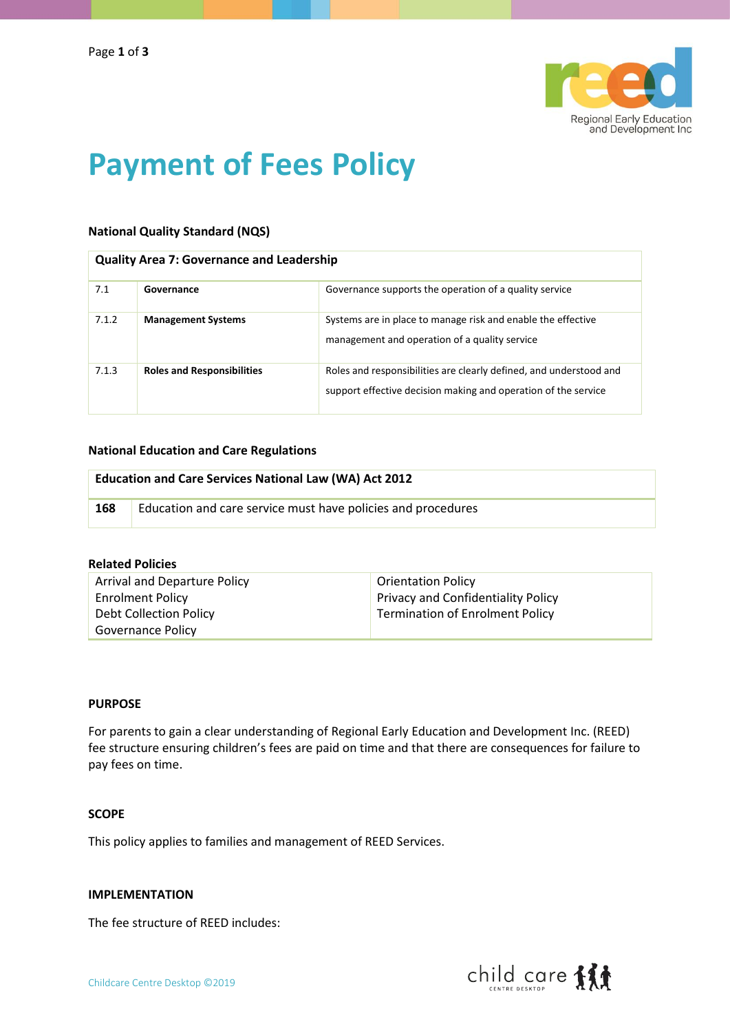# Payment of Fees Policy

**National Quality Standard (NQS)**

| Quality Area 7: Governance and Leadership | | |
|---|---|---|
| 7.1 | **Governance** | Governance supports the operation of a quality service |
| 7.1.2 | **Management Systems** | Systems are in place to manage risk and enable the effective management and operation of a quality service |
| 7.1.3 | **Roles and Responsibilities** | Roles and responsibilities are clearly defined, and understood and support effective decision making and operation of the service |

**National Education and Care Regulations**

| Education and Care Services National Law (WA) Act 2012 | |
|---|---|
| **168** | Education and care service must have policies and procedures |

**Related Policies**

| | |
|---|---|
| Arrival and Departure Policy<br>Enrolment Policy<br>Debt Collection Policy<br>Governance Policy | Orientation Policy<br>Privacy and Confidentiality Policy<br>Termination of Enrolment Policy |

## PURPOSE

For parents to gain a clear understanding of Regional Early Education and Development Inc. (REED) fee structure ensuring children's fees are paid on time and that there are consequences for failure to pay fees on time.

## SCOPE

This policy applies to families and management of REED Services.

## IMPLEMENTATION

The fee structure of REED includes: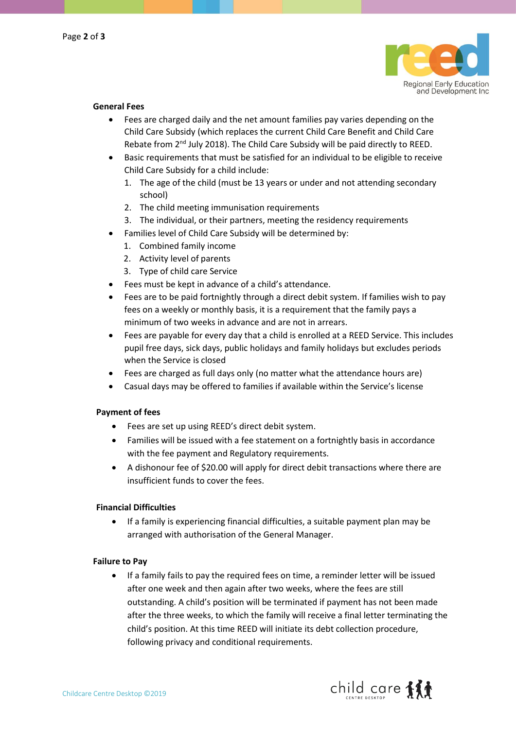## General Fees

- Fees are charged daily and the net amount families pay varies depending on the Child Care Subsidy (which replaces the current Child Care Benefit and Child Care Rebate from 2nd July 2018). The Child Care Subsidy will be paid directly to REED.
- Basic requirements that must be satisfied for an individual to be eligible to receive Child Care Subsidy for a child include:
  1. The age of the child (must be 13 years or under and not attending secondary school)
  2. The child meeting immunisation requirements
  3. The individual, or their partners, meeting the residency requirements
- Families level of Child Care Subsidy will be determined by:
  1. Combined family income
  2. Activity level of parents
  3. Type of child care Service
- Fees must be kept in advance of a child's attendance.
- Fees are to be paid fortnightly through a direct debit system. If families wish to pay fees on a weekly or monthly basis, it is a requirement that the family pays a minimum of two weeks in advance and are not in arrears.
- Fees are payable for every day that a child is enrolled at a REED Service. This includes pupil free days, sick days, public holidays and family holidays but excludes periods when the Service is closed
- Fees are charged as full days only (no matter what the attendance hours are)
- Casual days may be offered to families if available within the Service's license

## Payment of fees

- Fees are set up using REED's direct debit system.
- Families will be issued with a fee statement on a fortnightly basis in accordance with the fee payment and Regulatory requirements.
- A dishonour fee of $20.00 will apply for direct debit transactions where there are insufficient funds to cover the fees.

## Financial Difficulties

- If a family is experiencing financial difficulties, a suitable payment plan may be arranged with authorisation of the General Manager.

## Failure to Pay

- If a family fails to pay the required fees on time, a reminder letter will be issued after one week and then again after two weeks, where the fees are still outstanding. A child's position will be terminated if payment has not been made after the three weeks, to which the family will receive a final letter terminating the child's position. At this time REED will initiate its debt collection procedure, following privacy and conditional requirements.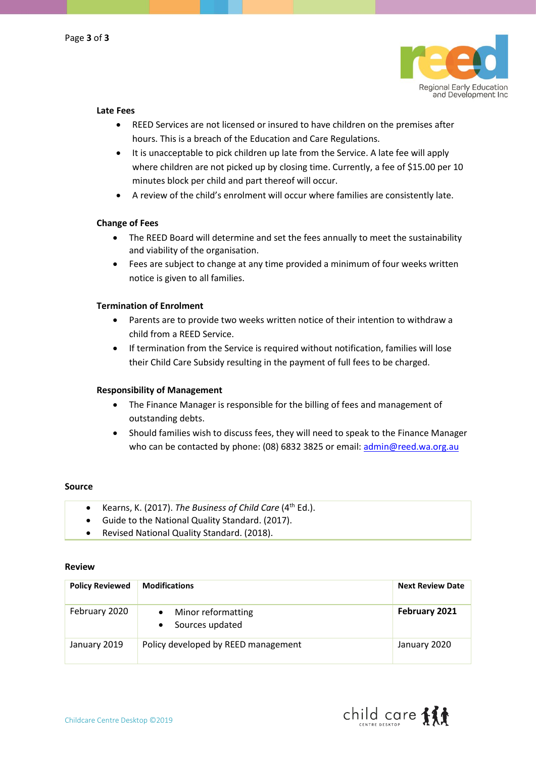### Late Fees

- REED Services are not licensed or insured to have children on the premises after hours. This is a breach of the Education and Care Regulations.
- It is unacceptable to pick children up late from the Service. A late fee will apply where children are not picked up by closing time. Currently, a fee of $15.00 per 10 minutes block per child and part thereof will occur.
- A review of the child's enrolment will occur where families are consistently late.

### Change of Fees

- The REED Board will determine and set the fees annually to meet the sustainability and viability of the organisation.
- Fees are subject to change at any time provided a minimum of four weeks written notice is given to all families.

### Termination of Enrolment

- Parents are to provide two weeks written notice of their intention to withdraw a child from a REED Service.
- If termination from the Service is required without notification, families will lose their Child Care Subsidy resulting in the payment of full fees to be charged.

### Responsibility of Management

- The Finance Manager is responsible for the billing of fees and management of outstanding debts.
- Should families wish to discuss fees, they will need to speak to the Finance Manager who can be contacted by phone: (08) 6832 3825 or email: admin@reed.wa.org.au

## Source

- Kearns, K. (2017). *The Business of Child Care* (4th Ed.).
- Guide to the National Quality Standard. (2017).
- Revised National Quality Standard. (2018).

## Review

| Policy Reviewed | Modifications | Next Review Date |
|---|---|---|
| February 2020 | • Minor reformatting<br>• Sources updated | **February 2021** |
| January 2019 | Policy developed by REED management | January 2020 |